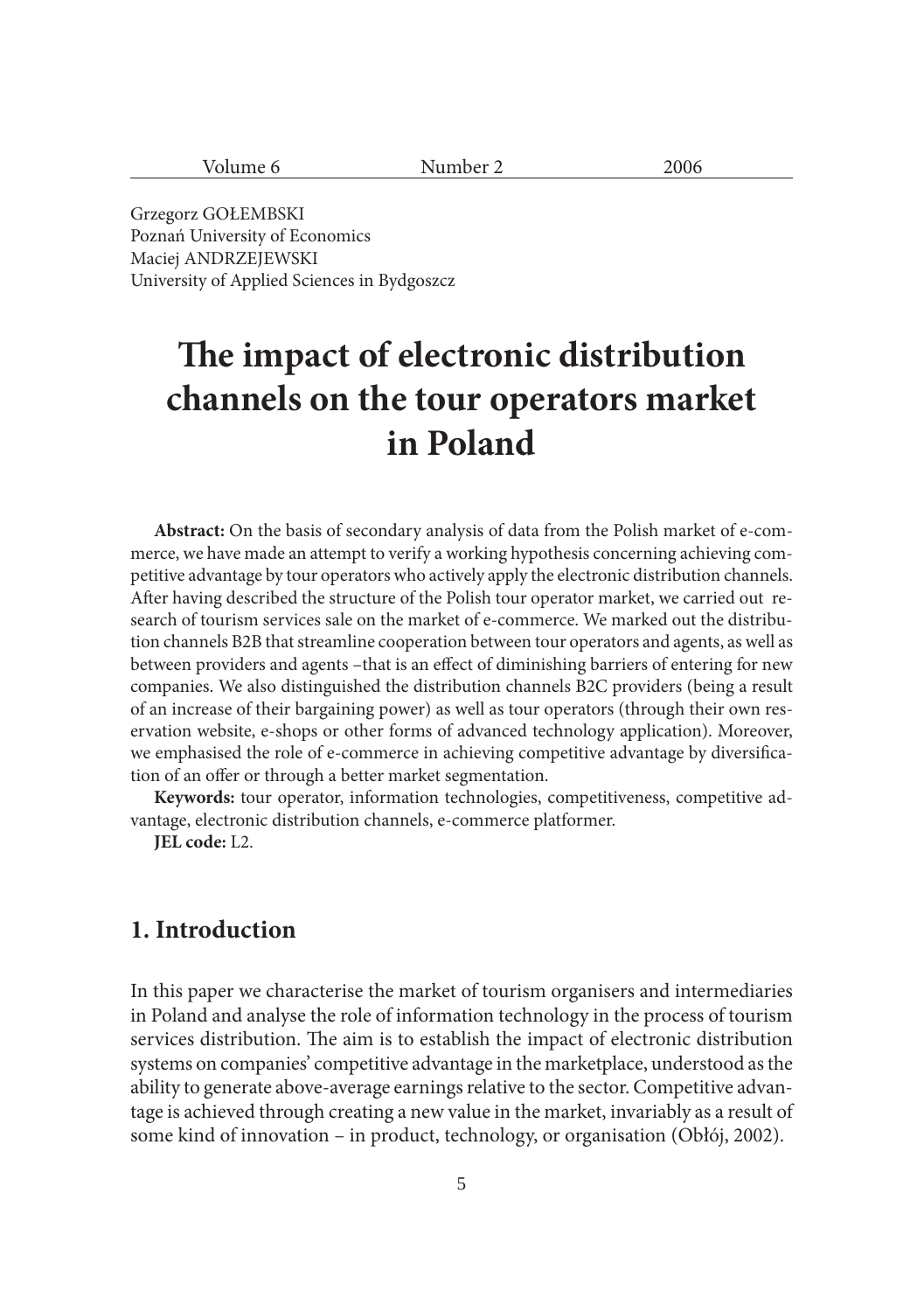Grzegorz GOŁEMBSKI
Poznań University of Economics
Maciej ANDRZEJEWSKI
University of Applied Sciences in Bydgoszcz

# The impact of electronic distribution channels on the tour operators market in Poland

**Abstract:** On the basis of secondary analysis of data from the Polish market of e-commerce, we have made an attempt to verify a working hypothesis concerning achieving competitive advantage by tour operators who actively apply the electronic distribution channels. After having described the structure of the Polish tour operator market, we carried out research of tourism services sale on the market of e-commerce. We marked out the distribution channels B2B that streamline cooperation between tour operators and agents, as well as between providers and agents –that is an effect of diminishing barriers of entering for new companies. We also distinguished the distribution channels B2C providers (being a result of an increase of their bargaining power) as well as tour operators (through their own reservation website, e-shops or other forms of advanced technology application). Moreover, we emphasised the role of e-commerce in achieving competitive advantage by diversification of an offer or through a better market segmentation.

**Keywords:** tour operator, information technologies, competitiveness, competitive advantage, electronic distribution channels, e-commerce platformer.

**JEL code:** L2.

## 1. Introduction

In this paper we characterise the market of tourism organisers and intermediaries in Poland and analyse the role of information technology in the process of tourism services distribution. The aim is to establish the impact of electronic distribution systems on companies' competitive advantage in the marketplace, understood as the ability to generate above-average earnings relative to the sector. Competitive advantage is achieved through creating a new value in the market, invariably as a result of some kind of innovation – in product, technology, or organisation (Obłój, 2002).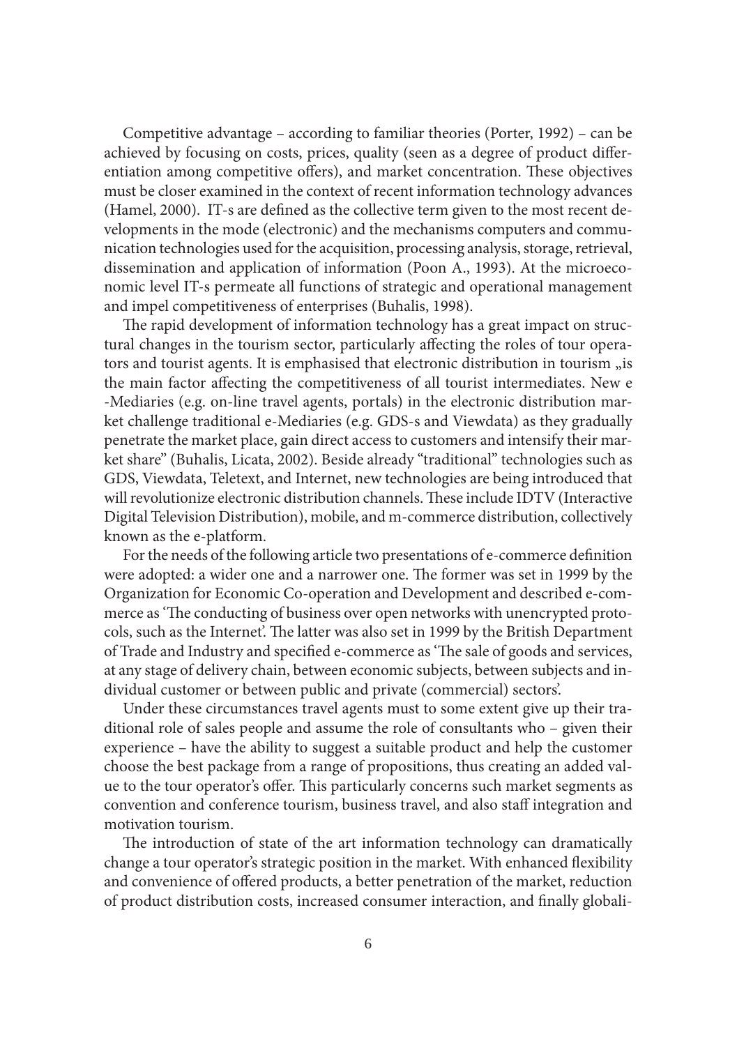Competitive advantage – according to familiar theories (Porter, 1992) – can be achieved by focusing on costs, prices, quality (seen as a degree of product differentiation among competitive offers), and market concentration. These objectives must be closer examined in the context of recent information technology advances (Hamel, 2000). IT-s are defined as the collective term given to the most recent developments in the mode (electronic) and the mechanisms computers and communication technologies used for the acquisition, processing analysis, storage, retrieval, dissemination and application of information (Poon A., 1993). At the microeconomic level IT-s permeate all functions of strategic and operational management and impel competitiveness of enterprises (Buhalis, 1998).

The rapid development of information technology has a great impact on structural changes in the tourism sector, particularly affecting the roles of tour operators and tourist agents. It is emphasised that electronic distribution in tourism „is the main factor affecting the competitiveness of all tourist intermediates. New e -Mediaries (e.g. on-line travel agents, portals) in the electronic distribution market challenge traditional e-Mediaries (e.g. GDS-s and Viewdata) as they gradually penetrate the market place, gain direct access to customers and intensify their market share" (Buhalis, Licata, 2002). Beside already "traditional" technologies such as GDS, Viewdata, Teletext, and Internet, new technologies are being introduced that will revolutionize electronic distribution channels. These include IDTV (Interactive Digital Television Distribution), mobile, and m-commerce distribution, collectively known as the e-platform.

For the needs of the following article two presentations of e-commerce definition were adopted: a wider one and a narrower one. The former was set in 1999 by the Organization for Economic Co-operation and Development and described e-commerce as 'The conducting of business over open networks with unencrypted protocols, such as the Internet'. The latter was also set in 1999 by the British Department of Trade and Industry and specified e-commerce as 'The sale of goods and services, at any stage of delivery chain, between economic subjects, between subjects and individual customer or between public and private (commercial) sectors'.

Under these circumstances travel agents must to some extent give up their traditional role of sales people and assume the role of consultants who – given their experience – have the ability to suggest a suitable product and help the customer choose the best package from a range of propositions, thus creating an added value to the tour operator's offer. This particularly concerns such market segments as convention and conference tourism, business travel, and also staff integration and motivation tourism.

The introduction of state of the art information technology can dramatically change a tour operator's strategic position in the market. With enhanced flexibility and convenience of offered products, a better penetration of the market, reduction of product distribution costs, increased consumer interaction, and finally globali-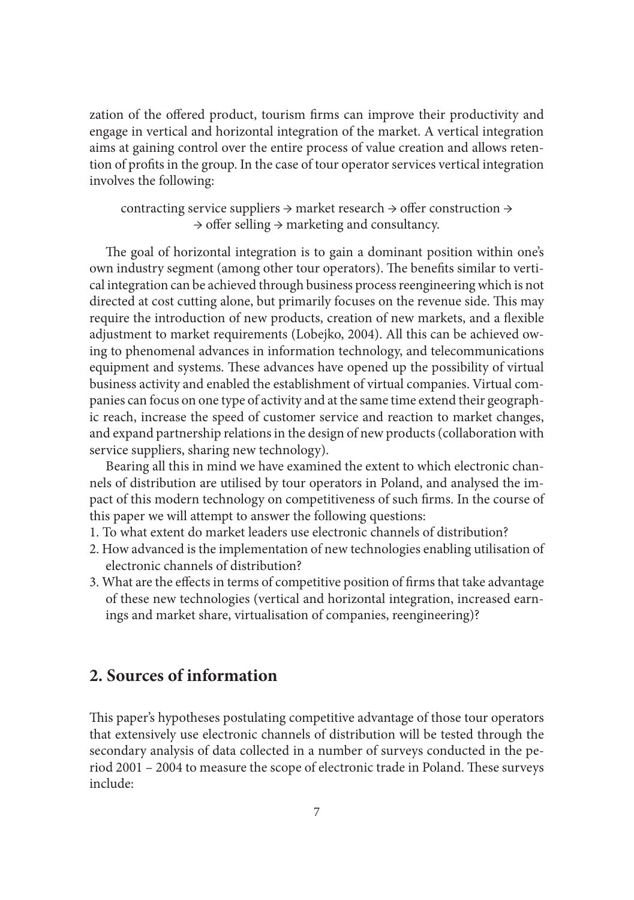zation of the offered product, tourism firms can improve their productivity and engage in vertical and horizontal integration of the market. A vertical integration aims at gaining control over the entire process of value creation and allows retention of profits in the group. In the case of tour operator services vertical integration involves the following:

contracting service suppliers → market research → offer construction → → offer selling → marketing and consultancy.

The goal of horizontal integration is to gain a dominant position within one's own industry segment (among other tour operators). The benefits similar to vertical integration can be achieved through business process reengineering which is not directed at cost cutting alone, but primarily focuses on the revenue side. This may require the introduction of new products, creation of new markets, and a flexible adjustment to market requirements (Lobejko, 2004). All this can be achieved owing to phenomenal advances in information technology, and telecommunications equipment and systems. These advances have opened up the possibility of virtual business activity and enabled the establishment of virtual companies. Virtual companies can focus on one type of activity and at the same time extend their geographic reach, increase the speed of customer service and reaction to market changes, and expand partnership relations in the design of new products (collaboration with service suppliers, sharing new technology).

Bearing all this in mind we have examined the extent to which electronic channels of distribution are utilised by tour operators in Poland, and analysed the impact of this modern technology on competitiveness of such firms. In the course of this paper we will attempt to answer the following questions:

1. To what extent do market leaders use electronic channels of distribution?
2. How advanced is the implementation of new technologies enabling utilisation of electronic channels of distribution?
3. What are the effects in terms of competitive position of firms that take advantage of these new technologies (vertical and horizontal integration, increased earnings and market share, virtualisation of companies, reengineering)?

## 2. Sources of information

This paper's hypotheses postulating competitive advantage of those tour operators that extensively use electronic channels of distribution will be tested through the secondary analysis of data collected in a number of surveys conducted in the period 2001 – 2004 to measure the scope of electronic trade in Poland. These surveys include: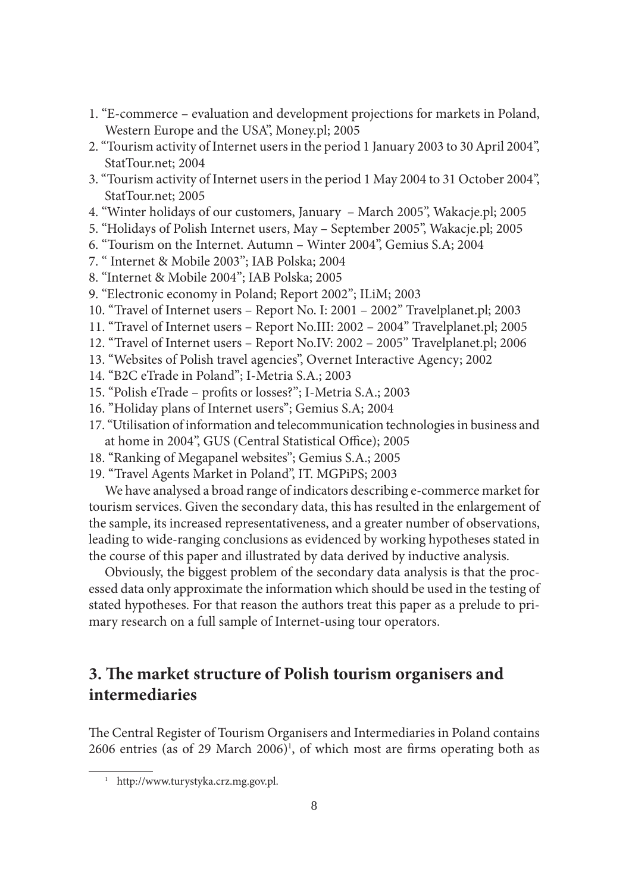1. "E-commerce – evaluation and development projections for markets in Poland, Western Europe and the USA", Money.pl; 2005
2. "Tourism activity of Internet users in the period 1 January 2003 to 30 April 2004", StatTour.net; 2004
3. "Tourism activity of Internet users in the period 1 May 2004 to 31 October 2004", StatTour.net; 2005
4. "Winter holidays of our customers, January – March 2005", Wakacje.pl; 2005
5. "Holidays of Polish Internet users, May – September 2005", Wakacje.pl; 2005
6. "Tourism on the Internet. Autumn – Winter 2004", Gemius S.A; 2004
7. " Internet & Mobile 2003"; IAB Polska; 2004
8. "Internet & Mobile 2004"; IAB Polska; 2005
9. "Electronic economy in Poland; Report 2002"; ILiM; 2003
10. "Travel of Internet users – Report No. I: 2001 – 2002" Travelplanet.pl; 2003
11. "Travel of Internet users – Report No.III: 2002 – 2004" Travelplanet.pl; 2005
12. "Travel of Internet users – Report No.IV: 2002 – 2005" Travelplanet.pl; 2006
13. "Websites of Polish travel agencies", Overnet Interactive Agency; 2002
14. "B2C eTrade in Poland"; I-Metria S.A.; 2003
15. "Polish eTrade – profits or losses?"; I-Metria S.A.; 2003
16. "Holiday plans of Internet users"; Gemius S.A; 2004
17. "Utilisation of information and telecommunication technologies in business and at home in 2004", GUS (Central Statistical Office); 2005
18. "Ranking of Megapanel websites"; Gemius S.A.; 2005
19. "Travel Agents Market in Poland", IT. MGPiPS; 2003

We have analysed a broad range of indicators describing e-commerce market for tourism services. Given the secondary data, this has resulted in the enlargement of the sample, its increased representativeness, and a greater number of observations, leading to wide-ranging conclusions as evidenced by working hypotheses stated in the course of this paper and illustrated by data derived by inductive analysis.

Obviously, the biggest problem of the secondary data analysis is that the processed data only approximate the information which should be used in the testing of stated hypotheses. For that reason the authors treat this paper as a prelude to primary research on a full sample of Internet-using tour operators.

## 3. The market structure of Polish tourism organisers and intermediaries

The Central Register of Tourism Organisers and Intermediaries in Poland contains 2606 entries (as of 29 March 2006)[1], of which most are firms operating both as

[1] http://www.turystyka.crz.mg.gov.pl.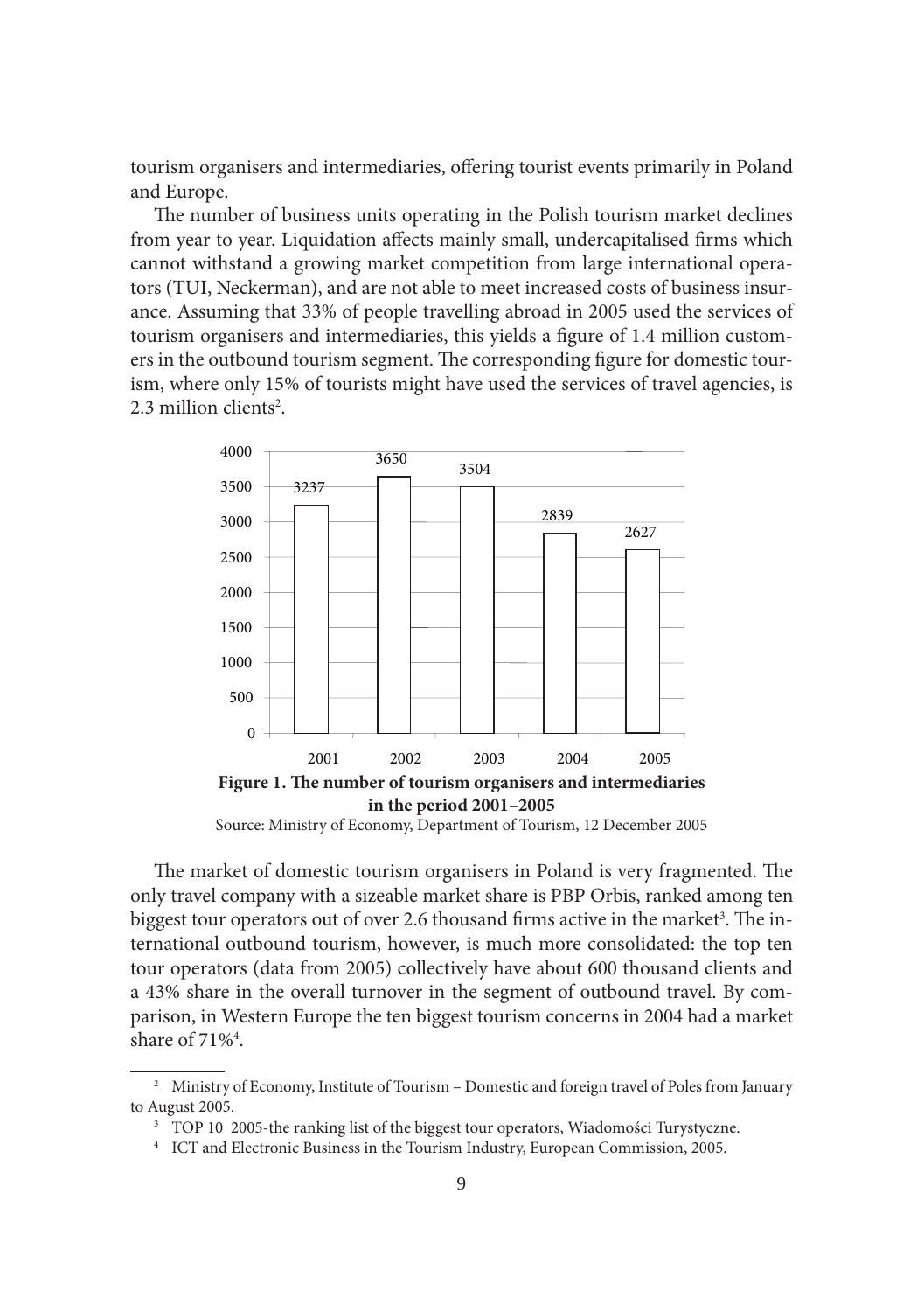tourism organisers and intermediaries, offering tourist events primarily in Poland and Europe.

The number of business units operating in the Polish tourism market declines from year to year. Liquidation affects mainly small, undercapitalised firms which cannot withstand a growing market competition from large international operators (TUI, Neckerman), and are not able to meet increased costs of business insurance. Assuming that 33% of people travelling abroad in 2005 used the services of tourism organisers and intermediaries, this yields a figure of 1.4 million customers in the outbound tourism segment. The corresponding figure for domestic tourism, where only 15% of tourists might have used the services of travel agencies, is 2.3 million clients[2].

| 2001 | 2002 | 2003 | 2004 | 2005 |
|---|---|---|---|---|
| 3237 | 3650 | 3504 | 2839 | 2627 |

**Figure 1. The number of tourism organisers and intermediaries in the period 2001–2005**

Source: Ministry of Economy, Department of Tourism, 12 December 2005

The market of domestic tourism organisers in Poland is very fragmented. The only travel company with a sizeable market share is PBP Orbis, ranked among ten biggest tour operators out of over 2.6 thousand firms active in the market[3]. The international outbound tourism, however, is much more consolidated: the top ten tour operators (data from 2005) collectively have about 600 thousand clients and a 43% share in the overall turnover in the segment of outbound travel. By comparison, in Western Europe the ten biggest tourism concerns in 2004 had a market share of 71%[4].

---

[2] Ministry of Economy, Institute of Tourism – Domestic and foreign travel of Poles from January to August 2005.

[3] TOP 10 2005-the ranking list of the biggest tour operators, Wiadomości Turystyczne.

[4] ICT and Electronic Business in the Tourism Industry, European Commission, 2005.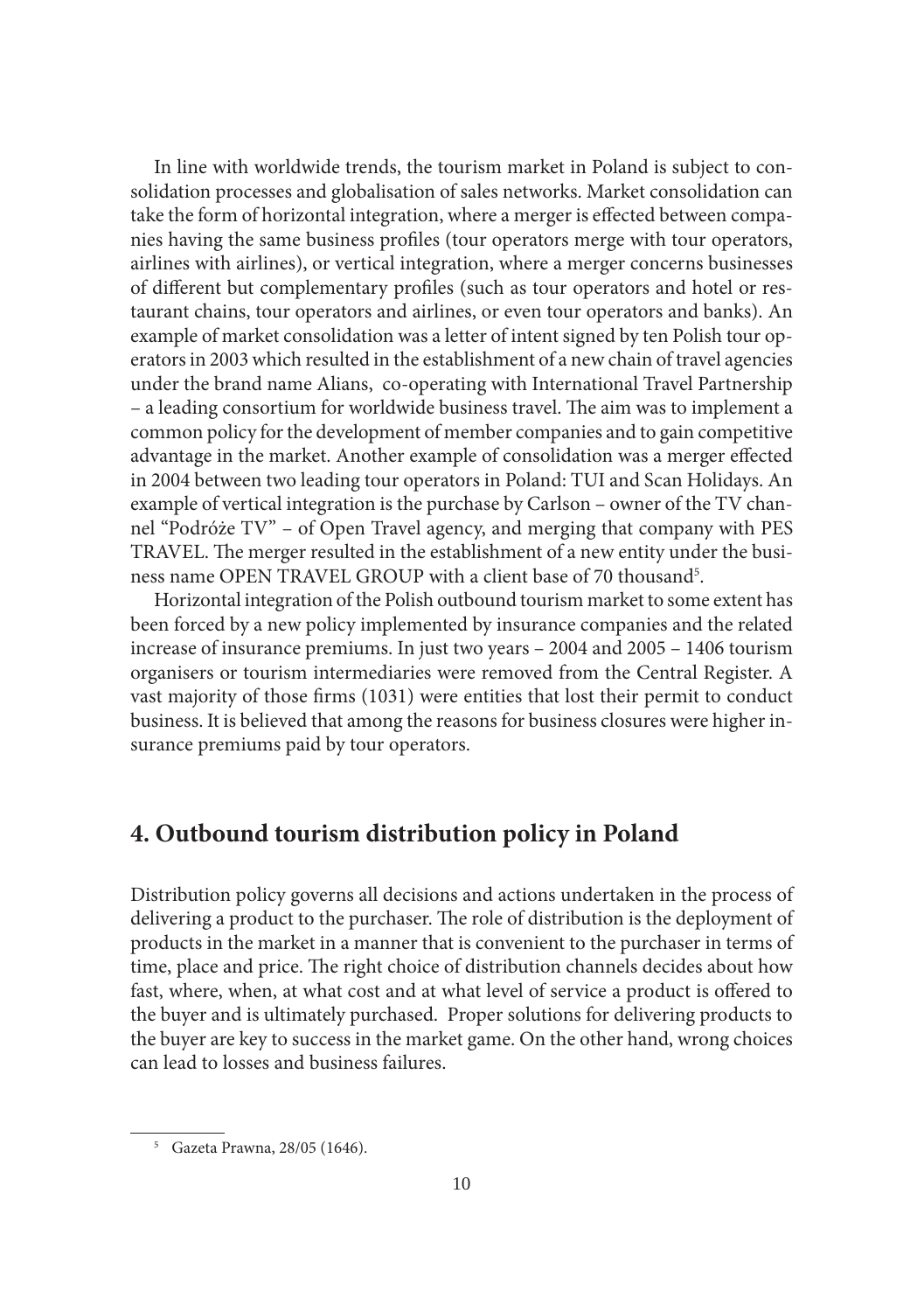In line with worldwide trends, the tourism market in Poland is subject to consolidation processes and globalisation of sales networks. Market consolidation can take the form of horizontal integration, where a merger is effected between companies having the same business profiles (tour operators merge with tour operators, airlines with airlines), or vertical integration, where a merger concerns businesses of different but complementary profiles (such as tour operators and hotel or restaurant chains, tour operators and airlines, or even tour operators and banks). An example of market consolidation was a letter of intent signed by ten Polish tour operators in 2003 which resulted in the establishment of a new chain of travel agencies under the brand name Alians, co-operating with International Travel Partnership – a leading consortium for worldwide business travel. The aim was to implement a common policy for the development of member companies and to gain competitive advantage in the market. Another example of consolidation was a merger effected in 2004 between two leading tour operators in Poland: TUI and Scan Holidays. An example of vertical integration is the purchase by Carlson – owner of the TV channel "Podróże TV" – of Open Travel agency, and merging that company with PES TRAVEL. The merger resulted in the establishment of a new entity under the business name OPEN TRAVEL GROUP with a client base of 70 thousand[5].

Horizontal integration of the Polish outbound tourism market to some extent has been forced by a new policy implemented by insurance companies and the related increase of insurance premiums. In just two years – 2004 and 2005 – 1406 tourism organisers or tourism intermediaries were removed from the Central Register. A vast majority of those firms (1031) were entities that lost their permit to conduct business. It is believed that among the reasons for business closures were higher insurance premiums paid by tour operators.

## 4. Outbound tourism distribution policy in Poland

Distribution policy governs all decisions and actions undertaken in the process of delivering a product to the purchaser. The role of distribution is the deployment of products in the market in a manner that is convenient to the purchaser in terms of time, place and price. The right choice of distribution channels decides about how fast, where, when, at what cost and at what level of service a product is offered to the buyer and is ultimately purchased. Proper solutions for delivering products to the buyer are key to success in the market game. On the other hand, wrong choices can lead to losses and business failures.

[5] Gazeta Prawna, 28/05 (1646).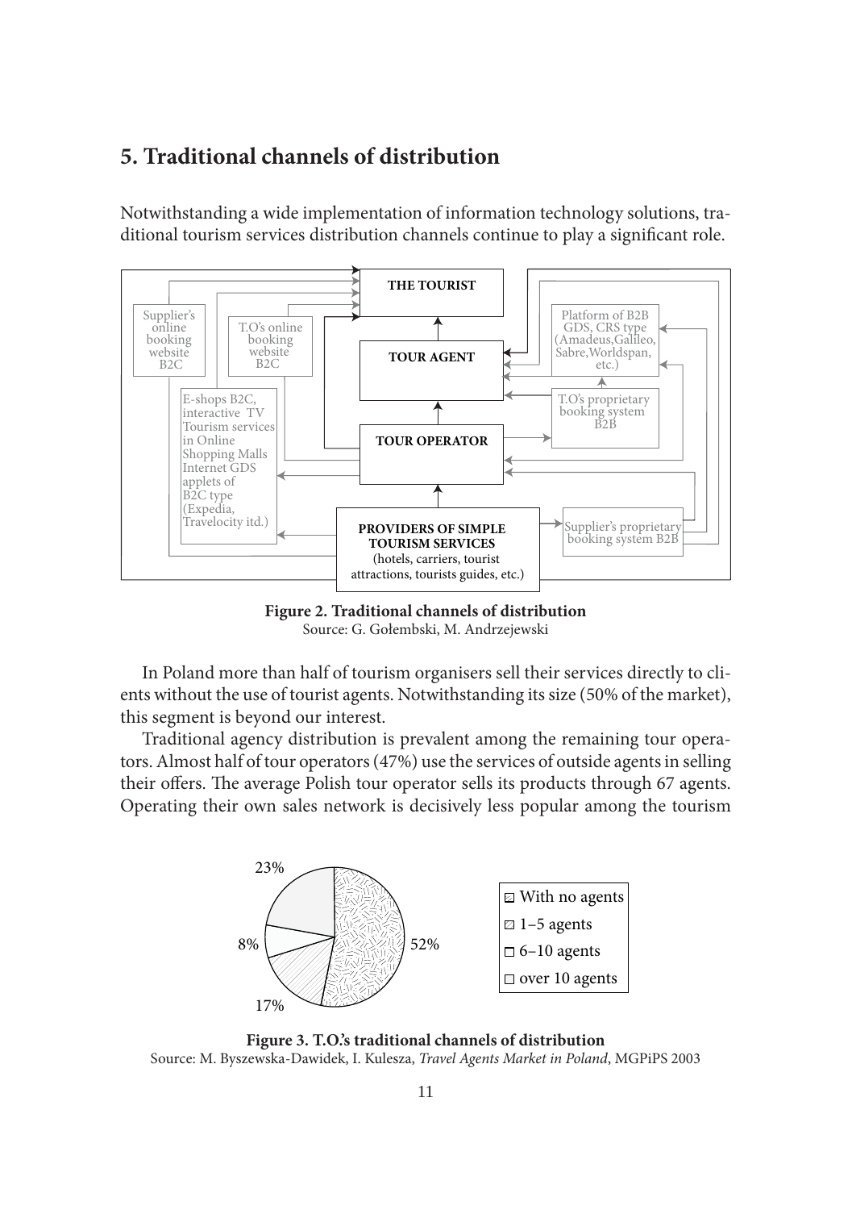## 5. Traditional channels of distribution

Notwithstanding a wide implementation of information technology solutions, traditional tourism services distribution channels continue to play a significant role.

**Figure 2. Traditional channels of distribution**
Source: G. Gołembski, M. Andrzejewski

In Poland more than half of tourism organisers sell their services directly to clients without the use of tourist agents. Notwithstanding its size (50% of the market), this segment is beyond our interest.

Traditional agency distribution is prevalent among the remaining tour operators. Almost half of tour operators (47%) use the services of outside agents in selling their offers. The average Polish tour operator sells its products through 67 agents. Operating their own sales network is decisively less popular among the tourism

**Figure 3. T.O.'s traditional channels of distribution**
Source: M. Byszewska-Dawidek, I. Kulesza, *Travel Agents Market in Poland*, MGPiPS 2003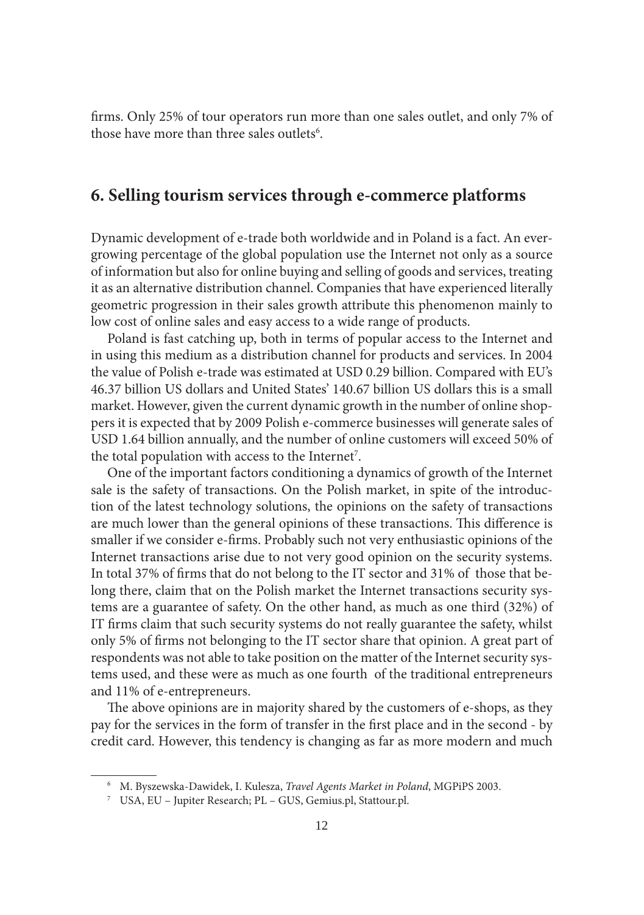firms. Only 25% of tour operators run more than one sales outlet, and only 7% of those have more than three sales outlets[6].

## 6. Selling tourism services through e-commerce platforms

Dynamic development of e-trade both worldwide and in Poland is a fact. An ever-growing percentage of the global population use the Internet not only as a source of information but also for online buying and selling of goods and services, treating it as an alternative distribution channel. Companies that have experienced literally geometric progression in their sales growth attribute this phenomenon mainly to low cost of online sales and easy access to a wide range of products.

Poland is fast catching up, both in terms of popular access to the Internet and in using this medium as a distribution channel for products and services. In 2004 the value of Polish e-trade was estimated at USD 0.29 billion. Compared with EU's 46.37 billion US dollars and United States' 140.67 billion US dollars this is a small market. However, given the current dynamic growth in the number of online shoppers it is expected that by 2009 Polish e-commerce businesses will generate sales of USD 1.64 billion annually, and the number of online customers will exceed 50% of the total population with access to the Internet[7].

One of the important factors conditioning a dynamics of growth of the Internet sale is the safety of transactions. On the Polish market, in spite of the introduction of the latest technology solutions, the opinions on the safety of transactions are much lower than the general opinions of these transactions. This difference is smaller if we consider e-firms. Probably such not very enthusiastic opinions of the Internet transactions arise due to not very good opinion on the security systems. In total 37% of firms that do not belong to the IT sector and 31% of those that belong there, claim that on the Polish market the Internet transactions security systems are a guarantee of safety. On the other hand, as much as one third (32%) of IT firms claim that such security systems do not really guarantee the safety, whilst only 5% of firms not belonging to the IT sector share that opinion. A great part of respondents was not able to take position on the matter of the Internet security systems used, and these were as much as one fourth of the traditional entrepreneurs and 11% of e-entrepreneurs.

The above opinions are in majority shared by the customers of e-shops, as they pay for the services in the form of transfer in the first place and in the second - by credit card. However, this tendency is changing as far as more modern and much

---

[6] M. Byszewska-Dawidek, I. Kulesza, *Travel Agents Market in Poland*, MGPiPS 2003.

[7] USA, EU – Jupiter Research; PL – GUS, Gemius.pl, Stattour.pl.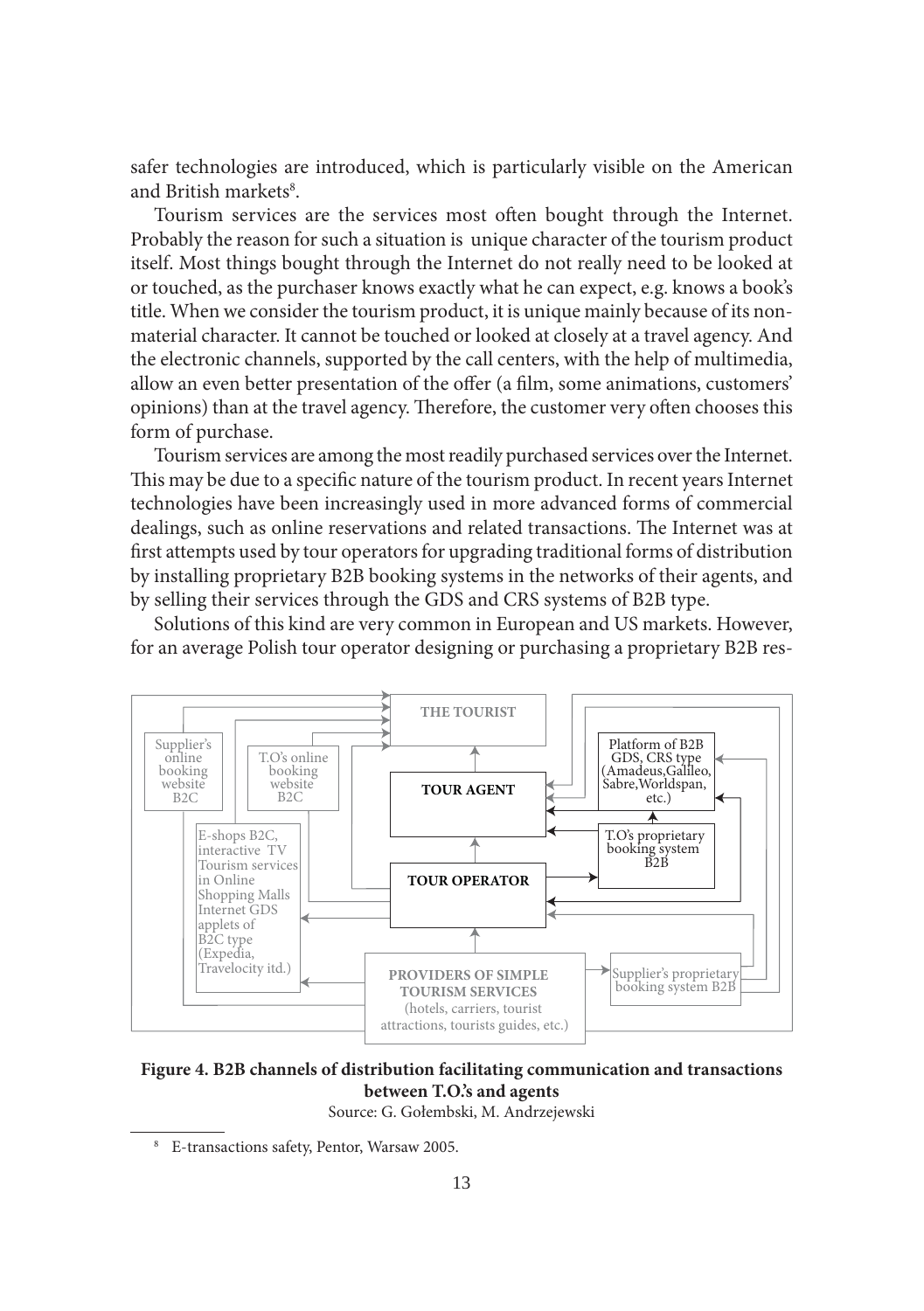safer technologies are introduced, which is particularly visible on the American and British markets[8].

Tourism services are the services most often bought through the Internet. Probably the reason for such a situation is unique character of the tourism product itself. Most things bought through the Internet do not really need to be looked at or touched, as the purchaser knows exactly what he can expect, e.g. knows a book's title. When we consider the tourism product, it is unique mainly because of its non-material character. It cannot be touched or looked at closely at a travel agency. And the electronic channels, supported by the call centers, with the help of multimedia, allow an even better presentation of the offer (a film, some animations, customers' opinions) than at the travel agency. Therefore, the customer very often chooses this form of purchase.

Tourism services are among the most readily purchased services over the Internet. This may be due to a specific nature of the tourism product. In recent years Internet technologies have been increasingly used in more advanced forms of commercial dealings, such as online reservations and related transactions. The Internet was at first attempts used by tour operators for upgrading traditional forms of distribution by installing proprietary B2B booking systems in the networks of their agents, and by selling their services through the GDS and CRS systems of B2B type.

Solutions of this kind are very common in European and US markets. However, for an average Polish tour operator designing or purchasing a proprietary B2B res-

THE TOURIST

Supplier's online booking website B2C

T.O's online booking website B2C

Platform of B2B GDS, CRS type (Amadeus,Galileo, Sabre,Worldspan, etc.)

TOUR AGENT

T.O's proprietary booking system B2B

E-shops B2C, interactive TV Tourism services in Online Shopping Malls Internet GDS applets of B2C type (Expedia, Travelocity itd.)

TOUR OPERATOR

PROVIDERS OF SIMPLE TOURISM SERVICES (hotels, carriers, tourist attractions, tourists guides, etc.)

Supplier's proprietary booking system B2B

**Figure 4. B2B channels of distribution facilitating communication and transactions between T.O.'s and agents**

Source: G. Gołembski, M. Andrzejewski

[8] E-transactions safety, Pentor, Warsaw 2005.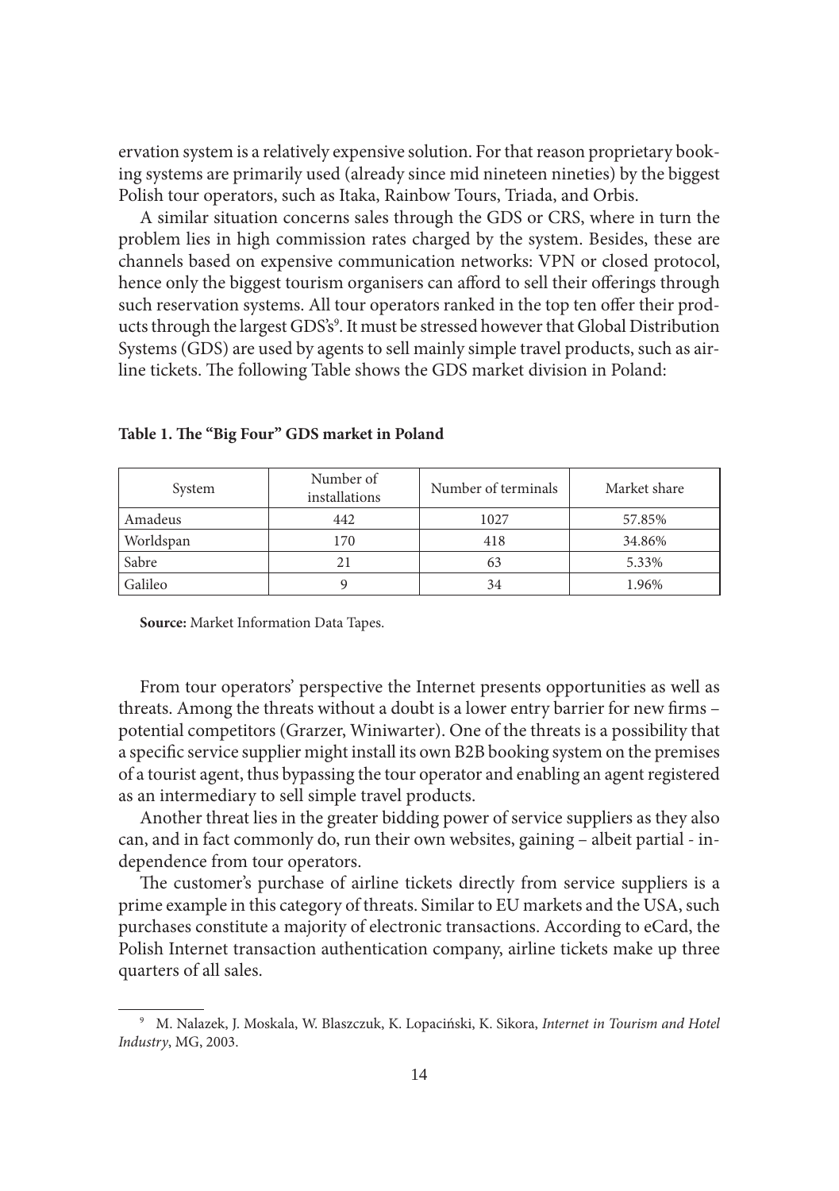ervation system is a relatively expensive solution. For that reason proprietary booking systems are primarily used (already since mid nineteen nineties) by the biggest Polish tour operators, such as Itaka, Rainbow Tours, Triada, and Orbis.

A similar situation concerns sales through the GDS or CRS, where in turn the problem lies in high commission rates charged by the system. Besides, these are channels based on expensive communication networks: VPN or closed protocol, hence only the biggest tourism organisers can afford to sell their offerings through such reservation systems. All tour operators ranked in the top ten offer their products through the largest GDS's[9]. It must be stressed however that Global Distribution Systems (GDS) are used by agents to sell mainly simple travel products, such as airline tickets. The following Table shows the GDS market division in Poland:

**Table 1. The "Big Four" GDS market in Poland**

| System | Number of installations | Number of terminals | Market share |
|---|---|---|---|
| Amadeus | 442 | 1027 | 57.85% |
| Worldspan | 170 | 418 | 34.86% |
| Sabre | 21 | 63 | 5.33% |
| Galileo | 9 | 34 | 1.96% |

**Source:** Market Information Data Tapes.

From tour operators' perspective the Internet presents opportunities as well as threats. Among the threats without a doubt is a lower entry barrier for new firms – potential competitors (Grarzer, Winiwarter). One of the threats is a possibility that a specific service supplier might install its own B2B booking system on the premises of a tourist agent, thus bypassing the tour operator and enabling an agent registered as an intermediary to sell simple travel products.

Another threat lies in the greater bidding power of service suppliers as they also can, and in fact commonly do, run their own websites, gaining – albeit partial - independence from tour operators.

The customer's purchase of airline tickets directly from service suppliers is a prime example in this category of threats. Similar to EU markets and the USA, such purchases constitute a majority of electronic transactions. According to eCard, the Polish Internet transaction authentication company, airline tickets make up three quarters of all sales.

[9] M. Nalazek, J. Moskala, W. Blaszczuk, K. Lopaciński, K. Sikora, *Internet in Tourism and Hotel Industry*, MG, 2003.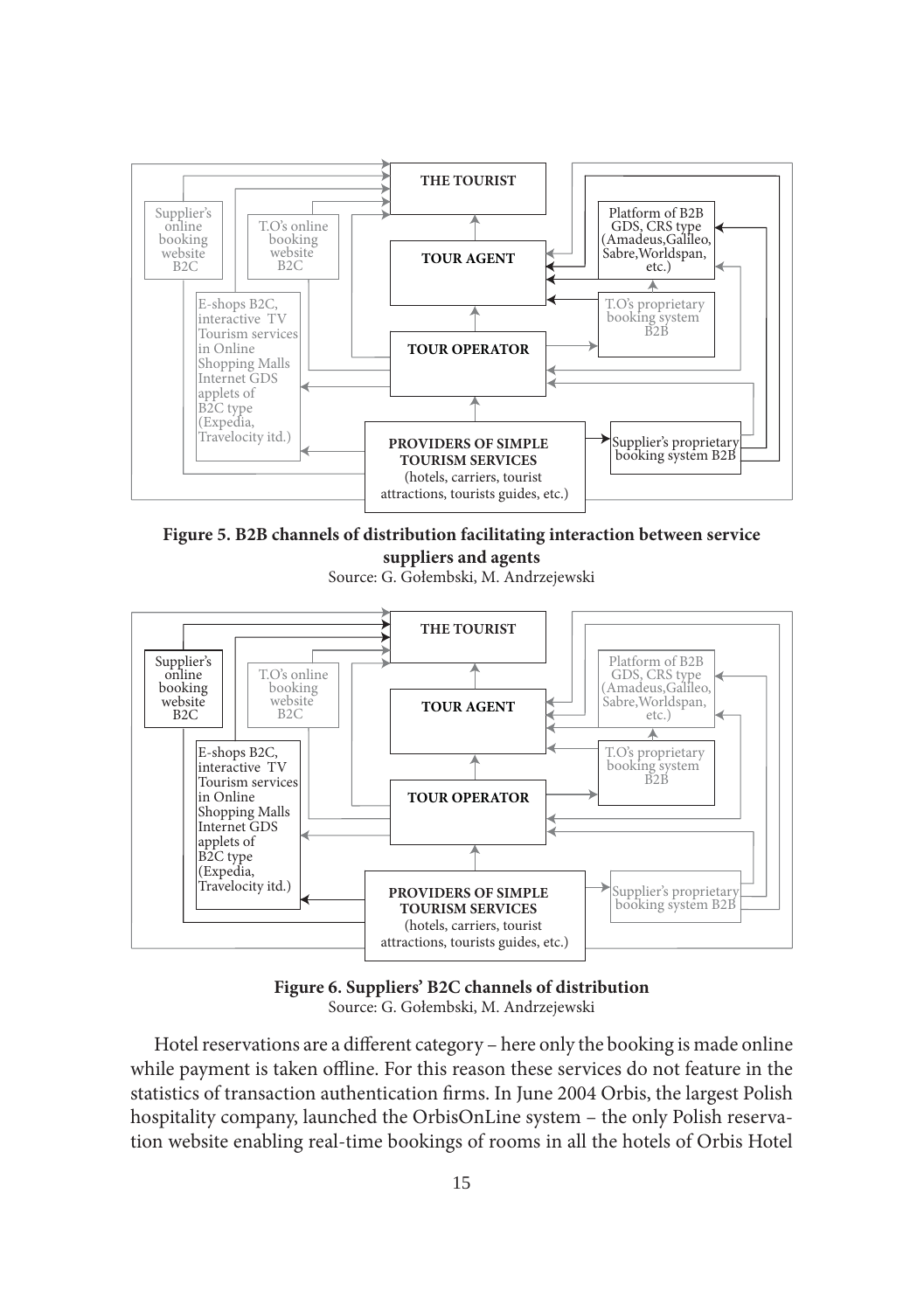THE TOURIST

Supplier's online booking website B2C

T.O's online booking website B2C

Platform of B2B GDS, CRS type (Amadeus,Galileo, Sabre,Worldspan, etc.)

TOUR AGENT

T.O's proprietary booking system B2B

E-shops B2C, interactive TV Tourism services in Online Shopping Malls Internet GDS applets of B2C type (Expedia, Travelocity itd.)

TOUR OPERATOR

PROVIDERS OF SIMPLE TOURISM SERVICES (hotels, carriers, tourist attractions, tourists guides, etc.)

Supplier's proprietary booking system B2B

**Figure 5. B2B channels of distribution facilitating interaction between service suppliers and agents**

Source: G. Gołembski, M. Andrzejewski

THE TOURIST

Supplier's online booking website B2C

T.O's online booking website B2C

Platform of B2B GDS, CRS type (Amadeus,Galileo, Sabre,Worldspan, etc.)

TOUR AGENT

T.O's proprietary booking system B2B

E-shops B2C, interactive TV Tourism services in Online Shopping Malls Internet GDS applets of B2C type (Expedia, Travelocity itd.)

TOUR OPERATOR

PROVIDERS OF SIMPLE TOURISM SERVICES (hotels, carriers, tourist attractions, tourists guides, etc.)

Supplier's proprietary booking system B2B

**Figure 6. Suppliers' B2C channels of distribution**

Source: G. Gołembski, M. Andrzejewski

Hotel reservations are a different category – here only the booking is made online while payment is taken offline. For this reason these services do not feature in the statistics of transaction authentication firms. In June 2004 Orbis, the largest Polish hospitality company, launched the OrbisOnLine system – the only Polish reservation website enabling real-time bookings of rooms in all the hotels of Orbis Hotel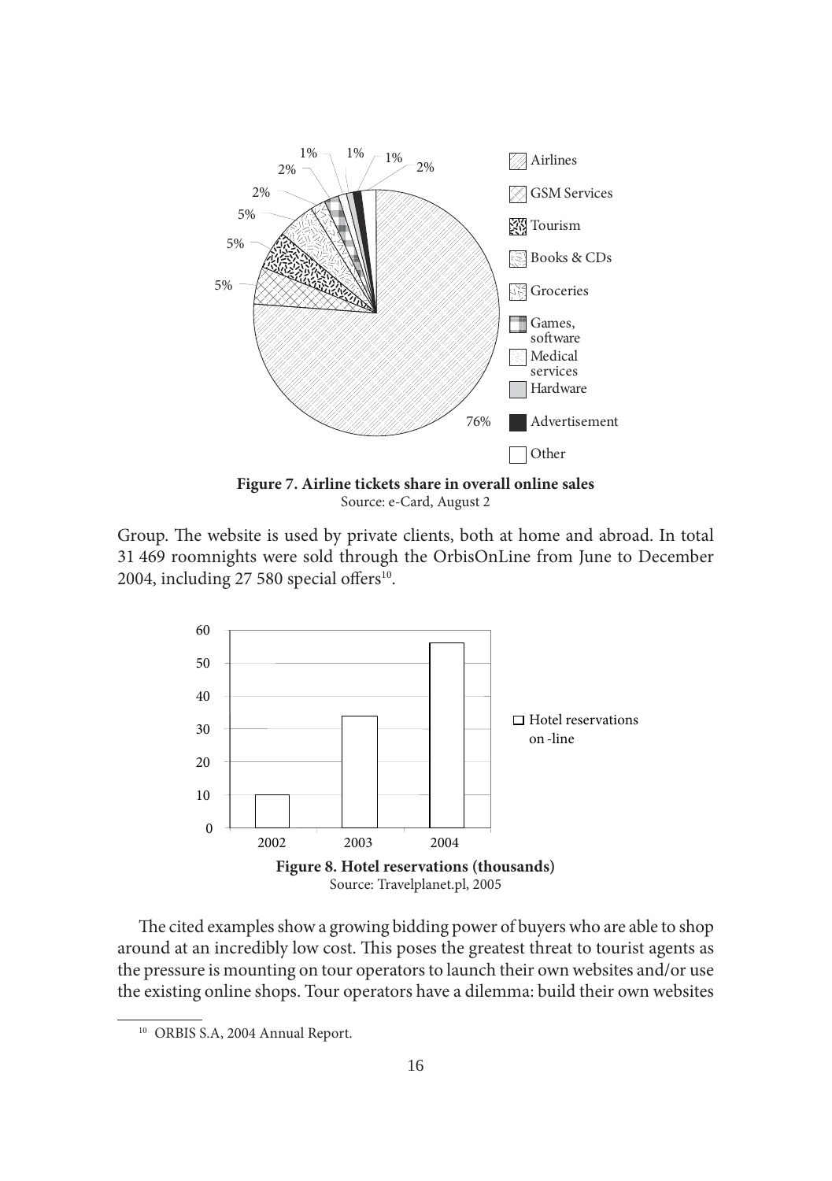**Figure 7. Airline tickets share in overall online sales**
Source: e-Card, August 2

Group. The website is used by private clients, both at home and abroad. In total 31 469 roomnights were sold through the OrbisOnLine from June to December 2004, including 27 580 special offers[10].

**Figure 8. Hotel reservations (thousands)**
Source: Travelplanet.pl, 2005

The cited examples show a growing bidding power of buyers who are able to shop around at an incredibly low cost. This poses the greatest threat to tourist agents as the pressure is mounting on tour operators to launch their own websites and/or use the existing online shops. Tour operators have a dilemma: build their own websites

[10] ORBIS S.A, 2004 Annual Report.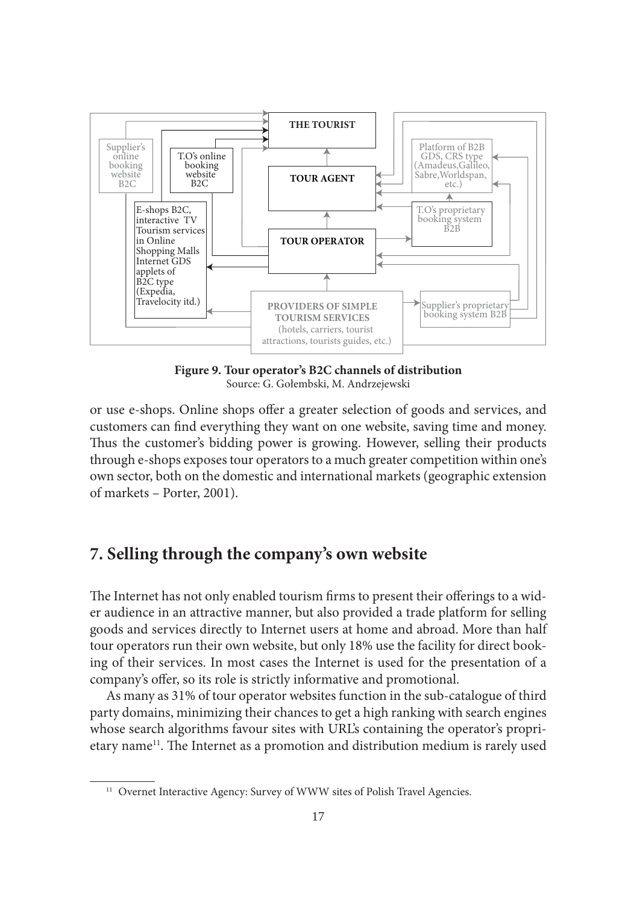**Figure 9. Tour operator's B2C channels of distribution**
Source: G. Gołembski, M. Andrzejewski

or use e-shops. Online shops offer a greater selection of goods and services, and customers can find everything they want on one website, saving time and money. Thus the customer's bidding power is growing. However, selling their products through e-shops exposes tour operators to a much greater competition within one's own sector, both on the domestic and international markets (geographic extension of markets – Porter, 2001).

## 7. Selling through the company's own website

The Internet has not only enabled tourism firms to present their offerings to a wider audience in an attractive manner, but also provided a trade platform for selling goods and services directly to Internet users at home and abroad. More than half tour operators run their own website, but only 18% use the facility for direct booking of their services. In most cases the Internet is used for the presentation of a company's offer, so its role is strictly informative and promotional.

As many as 31% of tour operator websites function in the sub-catalogue of third party domains, minimizing their chances to get a high ranking with search engines whose search algorithms favour sites with URL's containing the operator's proprietary name[11]. The Internet as a promotion and distribution medium is rarely used

---

[11] Overnet Interactive Agency: Survey of WWW sites of Polish Travel Agencies.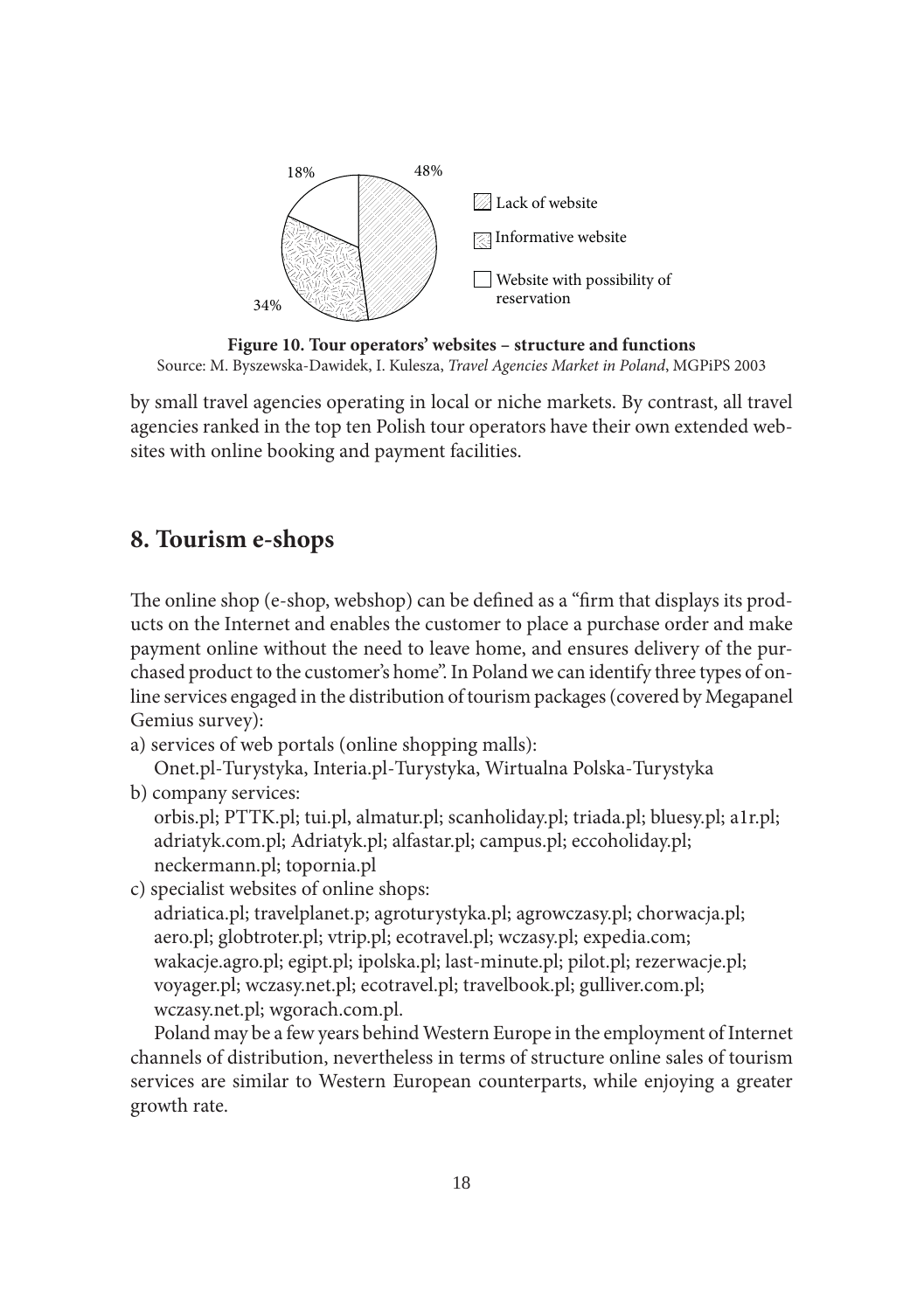**Figure 10. Tour operators' websites – structure and functions**
Source: M. Byszewska-Dawidek, I. Kulesza, *Travel Agencies Market in Poland*, MGPiPS 2003

by small travel agencies operating in local or niche markets. By contrast, all travel agencies ranked in the top ten Polish tour operators have their own extended websites with online booking and payment facilities.

## 8. Tourism e-shops

The online shop (e-shop, webshop) can be defined as a "firm that displays its products on the Internet and enables the customer to place a purchase order and make payment online without the need to leave home, and ensures delivery of the purchased product to the customer's home". In Poland we can identify three types of online services engaged in the distribution of tourism packages (covered by Megapanel Gemius survey):

a) services of web portals (online shopping malls):
   Onet.pl-Turystyka, Interia.pl-Turystyka, Wirtualna Polska-Turystyka
b) company services:
   orbis.pl; PTTK.pl; tui.pl, almatur.pl; scanholiday.pl; triada.pl; bluesy.pl; a1r.pl; adriatyk.com.pl; Adriatyk.pl; alfastar.pl; campus.pl; eccoholiday.pl; neckermann.pl; topornia.pl
c) specialist websites of online shops:
   adriatica.pl; travelplanet.p; agroturystyka.pl; agrowczasy.pl; chorwacja.pl; aero.pl; globtroter.pl; vtrip.pl; ecotravel.pl; wczasy.pl; expedia.com; wakacje.agro.pl; egipt.pl; ipolska.pl; last-minute.pl; pilot.pl; rezerwacje.pl; voyager.pl; wczasy.net.pl; ecotravel.pl; travelbook.pl; gulliver.com.pl; wczasy.net.pl; wgorach.com.pl.

Poland may be a few years behind Western Europe in the employment of Internet channels of distribution, nevertheless in terms of structure online sales of tourism services are similar to Western European counterparts, while enjoying a greater growth rate.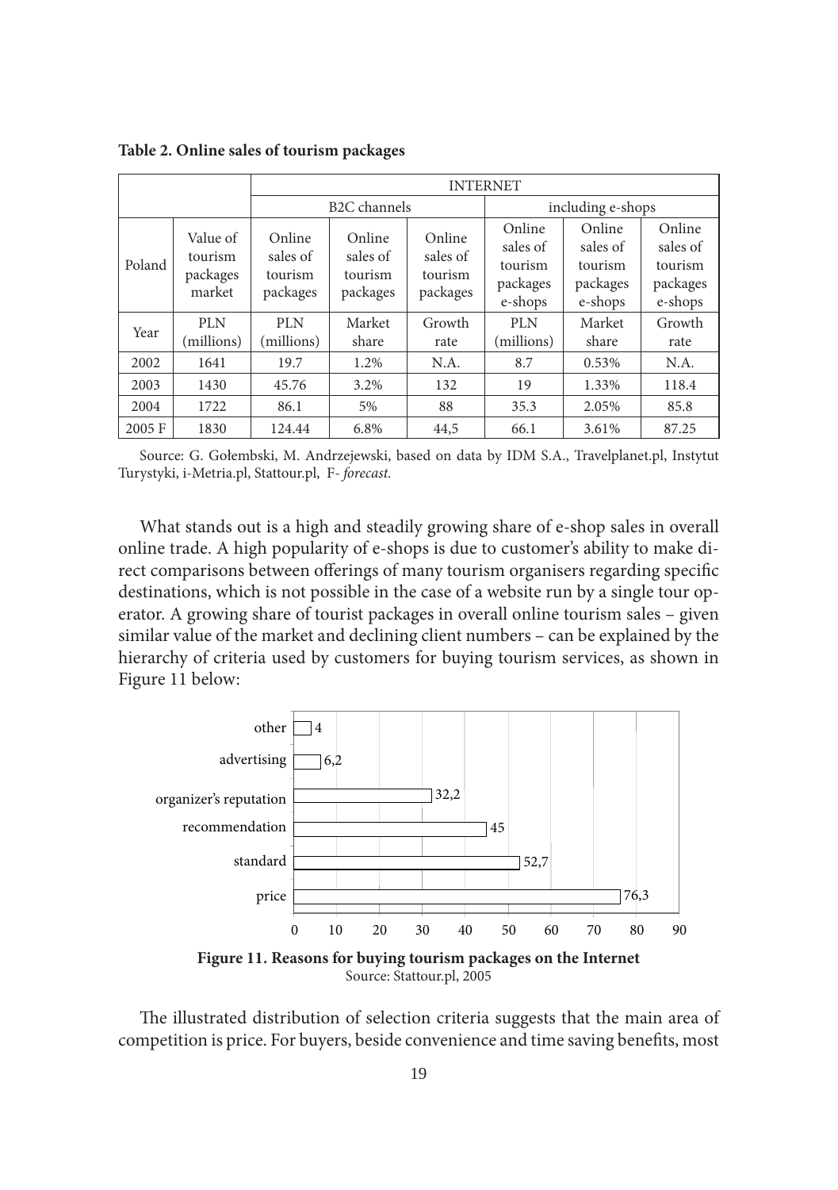**Table 2. Online sales of tourism packages**

| | | INTERNET | | | | | |
|---|---|---|---|---|---|---|---|
| | | B2C channels | | | including e-shops | | |
| Poland | Value of tourism packages market | Online sales of tourism packages | Online sales of tourism packages | Online sales of tourism packages | Online sales of tourism packages e-shops | Online sales of tourism packages e-shops | Online sales of tourism packages e-shops |
| Year | PLN (millions) | PLN (millions) | Market share | Growth rate | PLN (millions) | Market share | Growth rate |
| 2002 | 1641 | 19.7 | 1.2% | N.A. | 8.7 | 0.53% | N.A. |
| 2003 | 1430 | 45.76 | 3.2% | 132 | 19 | 1.33% | 118.4 |
| 2004 | 1722 | 86.1 | 5% | 88 | 35.3 | 2.05% | 85.8 |
| 2005 F | 1830 | 124.44 | 6.8% | 44,5 | 66.1 | 3.61% | 87.25 |

Source: G. Gołembski, M. Andrzejewski, based on data by IDM S.A., Travelplanet.pl, Instytut Turystyki, i-Metria.pl, Stattour.pl, F- *forecast*.

What stands out is a high and steadily growing share of e-shop sales in overall online trade. A high popularity of e-shops is due to customer's ability to make direct comparisons between offerings of many tourism organisers regarding specific destinations, which is not possible in the case of a website run by a single tour operator. A growing share of tourist packages in overall online tourism sales – given similar value of the market and declining client numbers – can be explained by the hierarchy of criteria used by customers for buying tourism services, as shown in Figure 11 below:

**Figure 11. Reasons for buying tourism packages on the Internet**
Source: Stattour.pl, 2005

The illustrated distribution of selection criteria suggests that the main area of competition is price. For buyers, beside convenience and time saving benefits, most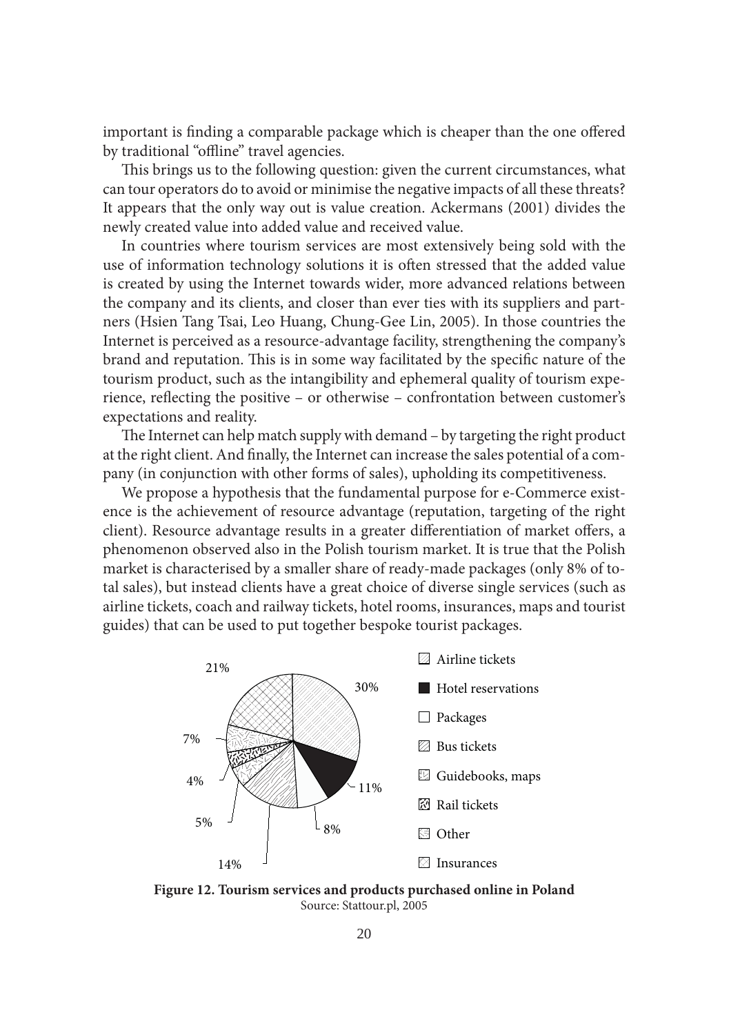important is finding a comparable package which is cheaper than the one offered by traditional "offline" travel agencies.

This brings us to the following question: given the current circumstances, what can tour operators do to avoid or minimise the negative impacts of all these threats? It appears that the only way out is value creation. Ackermans (2001) divides the newly created value into added value and received value.

In countries where tourism services are most extensively being sold with the use of information technology solutions it is often stressed that the added value is created by using the Internet towards wider, more advanced relations between the company and its clients, and closer than ever ties with its suppliers and partners (Hsien Tang Tsai, Leo Huang, Chung-Gee Lin, 2005). In those countries the Internet is perceived as a resource-advantage facility, strengthening the company's brand and reputation. This is in some way facilitated by the specific nature of the tourism product, such as the intangibility and ephemeral quality of tourism experience, reflecting the positive – or otherwise – confrontation between customer's expectations and reality.

The Internet can help match supply with demand – by targeting the right product at the right client. And finally, the Internet can increase the sales potential of a company (in conjunction with other forms of sales), upholding its competitiveness.

We propose a hypothesis that the fundamental purpose for e-Commerce existence is the achievement of resource advantage (reputation, targeting of the right client). Resource advantage results in a greater differentiation of market offers, a phenomenon observed also in the Polish tourism market. It is true that the Polish market is characterised by a smaller share of ready-made packages (only 8% of total sales), but instead clients have a great choice of diverse single services (such as airline tickets, coach and railway tickets, hotel rooms, insurances, maps and tourist guides) that can be used to put together bespoke tourist packages.

21% 30% 7% 11% 4% 5% 8% 14%

Airline tickets
Hotel reservations
Packages
Bus tickets
Guidebooks, maps
Rail tickets
Other
Insurances

**Figure 12. Tourism services and products purchased online in Poland**
Source: Stattour.pl, 2005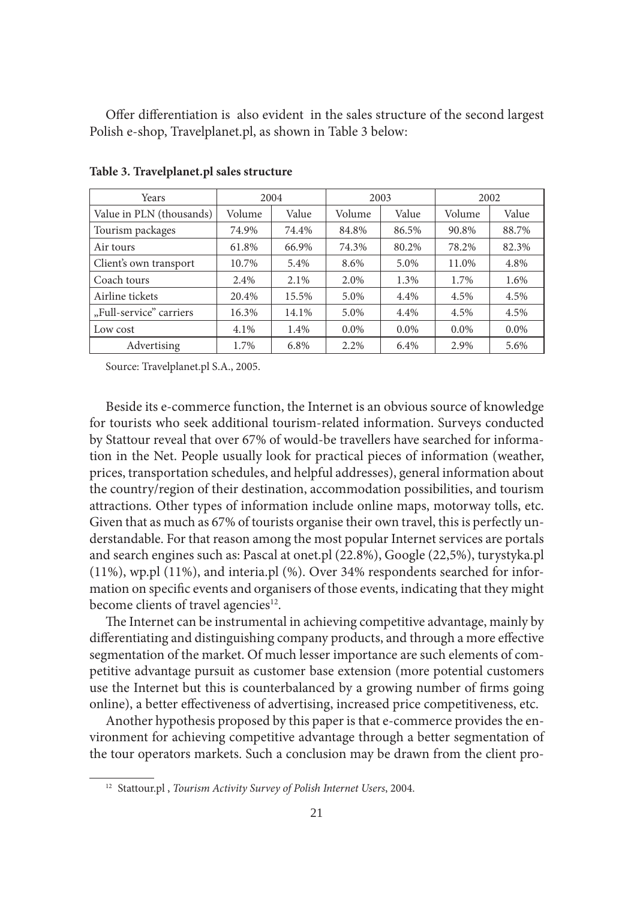Offer differentiation is also evident in the sales structure of the second largest Polish e-shop, Travelplanet.pl, as shown in Table 3 below:

**Table 3. Travelplanet.pl sales structure**

| Years | 2004 | | 2003 | | 2002 | |
|---|---|---|---|---|---|---|
| Value in PLN (thousands) | Volume | Value | Volume | Value | Volume | Value |
| Tourism packages | 74.9% | 74.4% | 84.8% | 86.5% | 90.8% | 88.7% |
| Air tours | 61.8% | 66.9% | 74.3% | 80.2% | 78.2% | 82.3% |
| Client's own transport | 10.7% | 5.4% | 8.6% | 5.0% | 11.0% | 4.8% |
| Coach tours | 2.4% | 2.1% | 2.0% | 1.3% | 1.7% | 1.6% |
| Airline tickets | 20.4% | 15.5% | 5.0% | 4.4% | 4.5% | 4.5% |
| „Full-service" carriers | 16.3% | 14.1% | 5.0% | 4.4% | 4.5% | 4.5% |
| Low cost | 4.1% | 1.4% | 0.0% | 0.0% | 0.0% | 0.0% |
| Advertising | 1.7% | 6.8% | 2.2% | 6.4% | 2.9% | 5.6% |

Source: Travelplanet.pl S.A., 2005.

Beside its e-commerce function, the Internet is an obvious source of knowledge for tourists who seek additional tourism-related information. Surveys conducted by Stattour reveal that over 67% of would-be travellers have searched for information in the Net. People usually look for practical pieces of information (weather, prices, transportation schedules, and helpful addresses), general information about the country/region of their destination, accommodation possibilities, and tourism attractions. Other types of information include online maps, motorway tolls, etc. Given that as much as 67% of tourists organise their own travel, this is perfectly understandable. For that reason among the most popular Internet services are portals and search engines such as: Pascal at onet.pl (22.8%), Google (22,5%), turystyka.pl (11%), wp.pl (11%), and interia.pl (%). Over 34% respondents searched for information on specific events and organisers of those events, indicating that they might become clients of travel agencies[12].

The Internet can be instrumental in achieving competitive advantage, mainly by differentiating and distinguishing company products, and through a more effective segmentation of the market. Of much lesser importance are such elements of competitive advantage pursuit as customer base extension (more potential customers use the Internet but this is counterbalanced by a growing number of firms going online), a better effectiveness of advertising, increased price competitiveness, etc.

Another hypothesis proposed by this paper is that e-commerce provides the environment for achieving competitive advantage through a better segmentation of the tour operators markets. Such a conclusion may be drawn from the client pro-

[12] Stattour.pl , *Tourism Activity Survey of Polish Internet Users*, 2004.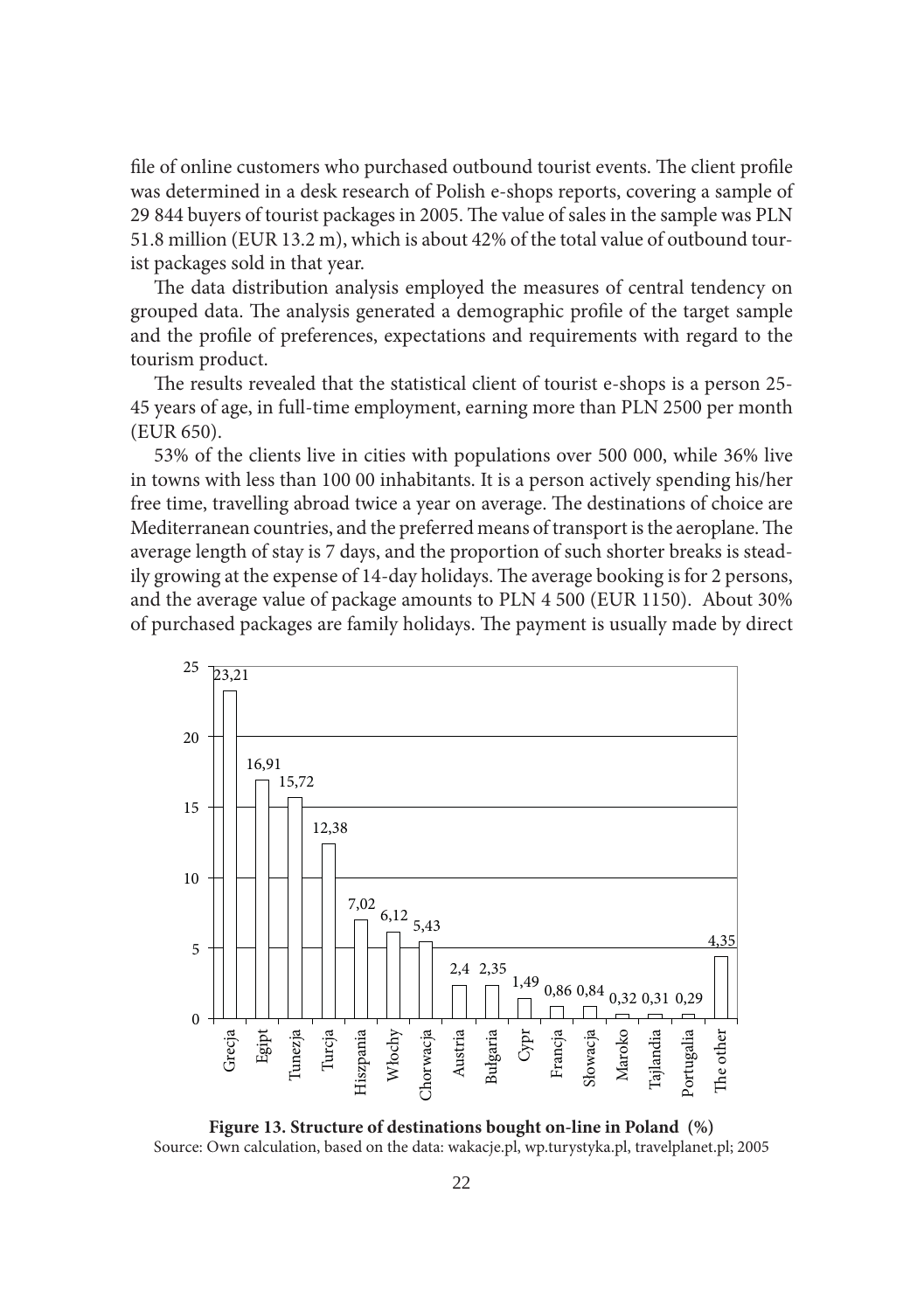file of online customers who purchased outbound tourist events. The client profile was determined in a desk research of Polish e-shops reports, covering a sample of 29 844 buyers of tourist packages in 2005. The value of sales in the sample was PLN 51.8 million (EUR 13.2 m), which is about 42% of the total value of outbound tourist packages sold in that year.

The data distribution analysis employed the measures of central tendency on grouped data. The analysis generated a demographic profile of the target sample and the profile of preferences, expectations and requirements with regard to the tourism product.

The results revealed that the statistical client of tourist e-shops is a person 25-45 years of age, in full-time employment, earning more than PLN 2500 per month (EUR 650).

53% of the clients live in cities with populations over 500 000, while 36% live in towns with less than 100 00 inhabitants. It is a person actively spending his/her free time, travelling abroad twice a year on average. The destinations of choice are Mediterranean countries, and the preferred means of transport is the aeroplane. The average length of stay is 7 days, and the proportion of such shorter breaks is steadily growing at the expense of 14-day holidays. The average booking is for 2 persons, and the average value of package amounts to PLN 4 500 (EUR 1150). About 30% of purchased packages are family holidays. The payment is usually made by direct

| Destination | % |
|---|---|
| Grecja | 23,21 |
| Egipt | 16,91 |
| Tunezja | 15,72 |
| Turcja | 12,38 |
| Hiszpania | 7,02 |
| Włochy | 6,12 |
| Chorwacja | 5,43 |
| Austria | 2,4 |
| Bułgaria | 2,35 |
| Cypr | 1,49 |
| Francja | 0,86 |
| Słowacja | 0,84 |
| Maroko | 0,32 |
| Tajlandia | 0,31 |
| Portugalia | 0,29 |
| The other | 4,35 |

**Figure 13. Structure of destinations bought on-line in Poland (%)**
Source: Own calculation, based on the data: wakacje.pl, wp.turystyka.pl, travelplanet.pl; 2005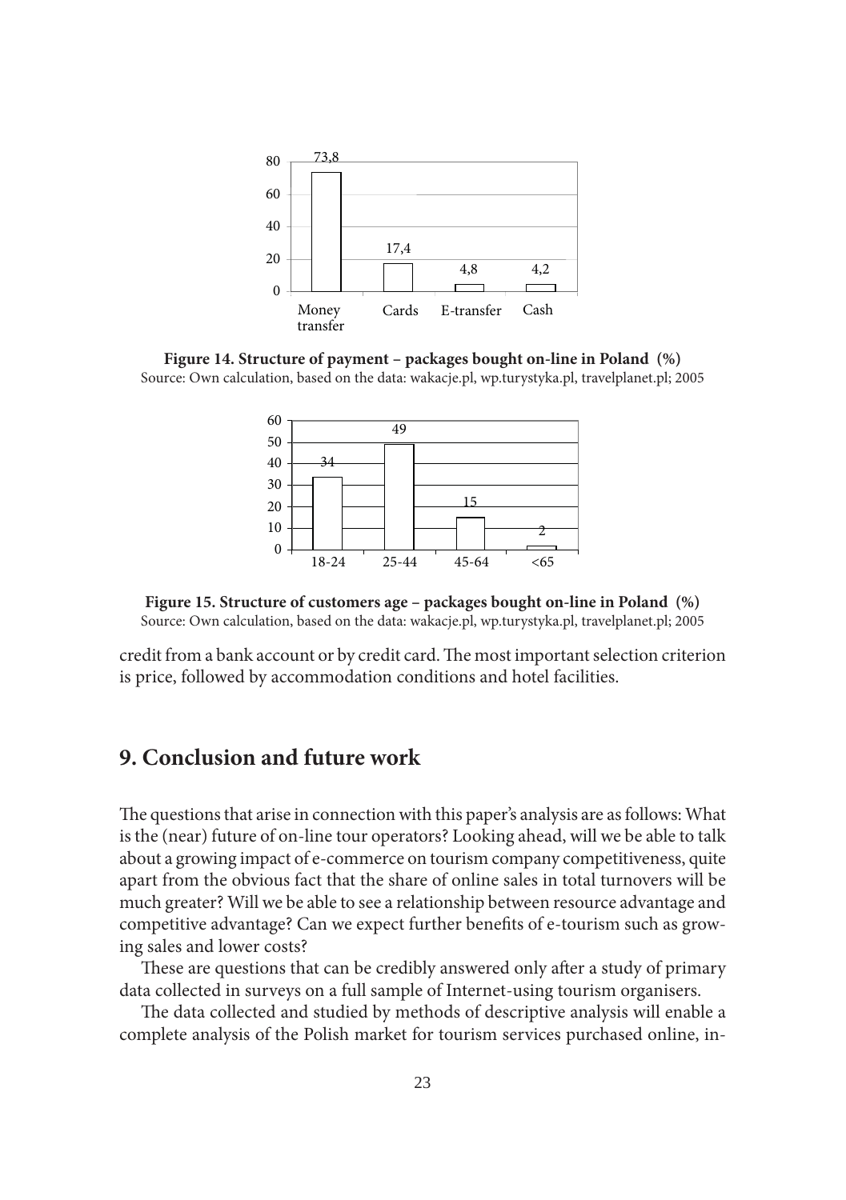**Figure 14. Structure of payment – packages bought on-line in Poland (%)**
Source: Own calculation, based on the data: wakacje.pl, wp.turystyka.pl, travelplanet.pl; 2005

**Figure 15. Structure of customers age – packages bought on-line in Poland (%)**
Source: Own calculation, based on the data: wakacje.pl, wp.turystyka.pl, travelplanet.pl; 2005

credit from a bank account or by credit card. The most important selection criterion is price, followed by accommodation conditions and hotel facilities.

## 9. Conclusion and future work

The questions that arise in connection with this paper's analysis are as follows: What is the (near) future of on-line tour operators? Looking ahead, will we be able to talk about a growing impact of e-commerce on tourism company competitiveness, quite apart from the obvious fact that the share of online sales in total turnovers will be much greater? Will we be able to see a relationship between resource advantage and competitive advantage? Can we expect further benefits of e-tourism such as growing sales and lower costs?

These are questions that can be credibly answered only after a study of primary data collected in surveys on a full sample of Internet-using tourism organisers.

The data collected and studied by methods of descriptive analysis will enable a complete analysis of the Polish market for tourism services purchased online, in-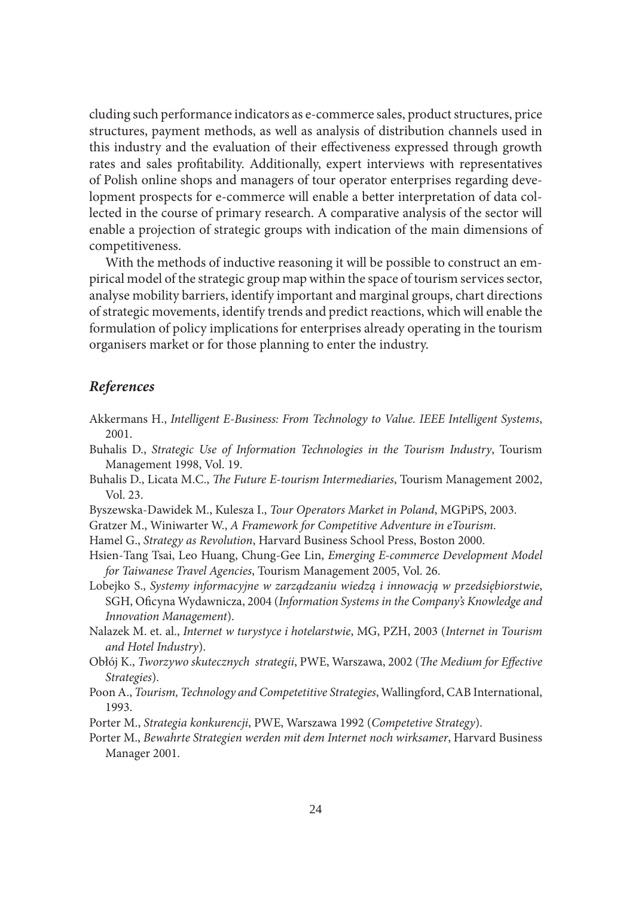cluding such performance indicators as e-commerce sales, product structures, price structures, payment methods, as well as analysis of distribution channels used in this industry and the evaluation of their effectiveness expressed through growth rates and sales profitability. Additionally, expert interviews with representatives of Polish online shops and managers of tour operator enterprises regarding development prospects for e-commerce will enable a better interpretation of data collected in the course of primary research. A comparative analysis of the sector will enable a projection of strategic groups with indication of the main dimensions of competitiveness.

With the methods of inductive reasoning it will be possible to construct an empirical model of the strategic group map within the space of tourism services sector, analyse mobility barriers, identify important and marginal groups, chart directions of strategic movements, identify trends and predict reactions, which will enable the formulation of policy implications for enterprises already operating in the tourism organisers market or for those planning to enter the industry.

## *References*

Akkermans H., *Intelligent E-Business: From Technology to Value. IEEE Intelligent Systems*, 2001.

Buhalis D., *Strategic Use of Information Technologies in the Tourism Industry*, Tourism Management 1998, Vol. 19.

Buhalis D., Licata M.C., *The Future E-tourism Intermediaries*, Tourism Management 2002, Vol. 23.

Byszewska-Dawidek M., Kulesza I., *Tour Operators Market in Poland*, MGPiPS, 2003.

Gratzer M., Winiwarter W., *A Framework for Competitive Adventure in eTourism*.

Hamel G., *Strategy as Revolution*, Harvard Business School Press, Boston 2000.

Hsien-Tang Tsai, Leo Huang, Chung-Gee Lin, *Emerging E-commerce Development Model for Taiwanese Travel Agencies*, Tourism Management 2005, Vol. 26.

Lobejko S., *Systemy informacyjne w zarządzaniu wiedzą i innowacją w przedsiębiorstwie*, SGH, Oficyna Wydawnicza, 2004 (*Information Systems in the Company's Knowledge and Innovation Management*).

Nalazek M. et. al., *Internet w turystyce i hotelarstwie*, MG, PZH, 2003 (*Internet in Tourism and Hotel Industry*).

Obłój K., *Tworzywo skutecznych strategii*, PWE, Warszawa, 2002 (*The Medium for Effective Strategies*).

Poon A., *Tourism, Technology and Competetitive Strategies*, Wallingford, CAB International, 1993.

Porter M., *Strategia konkurencji*, PWE, Warszawa 1992 (*Competetive Strategy*).

Porter M., *Bewahrte Strategien werden mit dem Internet noch wirksamer*, Harvard Business Manager 2001.